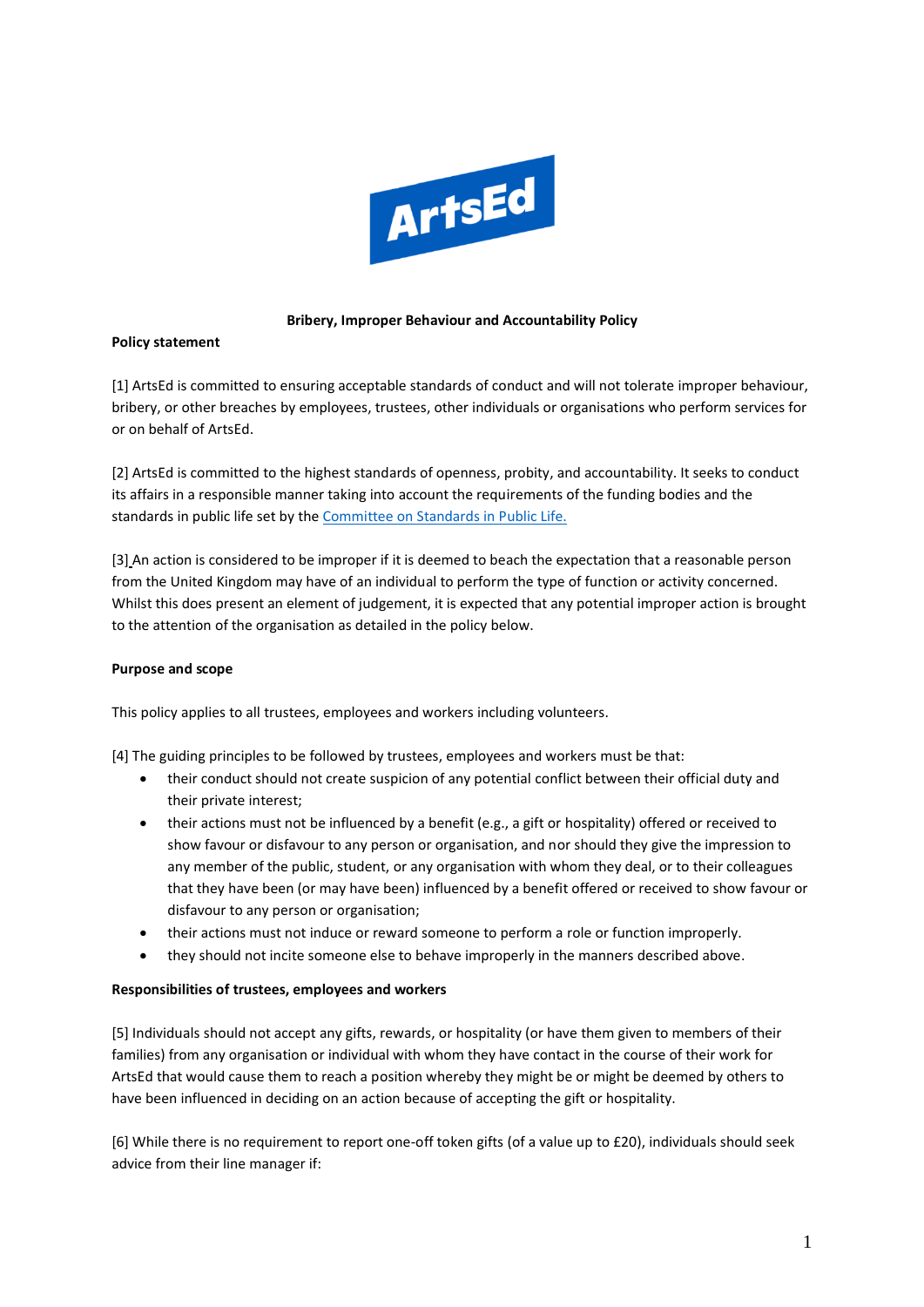**Bribery, Improper Behaviour and Accountability Policy**

**Policy statement**

[1] ArtsEd is committed to ensuring acceptable standards of conduct and will not tolerate improper behaviour, bribery, or other breaches by employees, trustees, other individuals or organisations who perform services for or on behalf of ArtsEd.

[2] ArtsEd is committed to the highest standards of openness, probity, and accountability. It seeks to conduct its affairs in a responsible manner taking into account the requirements of the funding bodies and the standards in public life set by the Committee on Standards in Public Life.

[3] An action is considered to be improper if it is deemed to beach the expectation that a reasonable person from the United Kingdom may have of an individual to perform the type of function or activity concerned. Whilst this does present an element of judgement, it is expected that any potential improper action is brought to the attention of the organisation as detailed in the policy below.

**Purpose and scope**

This policy applies to all trustees, employees and workers including volunteers.

[4] The guiding principles to be followed by trustees, employees and workers must be that:

- their conduct should not create suspicion of any potential conflict between their official duty and their private interest;
- their actions must not be influenced by a benefit (e.g., a gift or hospitality) offered or received to show favour or disfavour to any person or organisation, and nor should they give the impression to any member of the public, student, or any organisation with whom they deal, or to their colleagues that they have been (or may have been) influenced by a benefit offered or received to show favour or disfavour to any person or organisation;
- their actions must not induce or reward someone to perform a role or function improperly.
- they should not incite someone else to behave improperly in the manners described above.

**Responsibilities of trustees, employees and workers**

[5] Individuals should not accept any gifts, rewards, or hospitality (or have them given to members of their families) from any organisation or individual with whom they have contact in the course of their work for ArtsEd that would cause them to reach a position whereby they might be or might be deemed by others to have been influenced in deciding on an action because of accepting the gift or hospitality.

[6] While there is no requirement to report one-off token gifts (of a value up to £20), individuals should seek advice from their line manager if: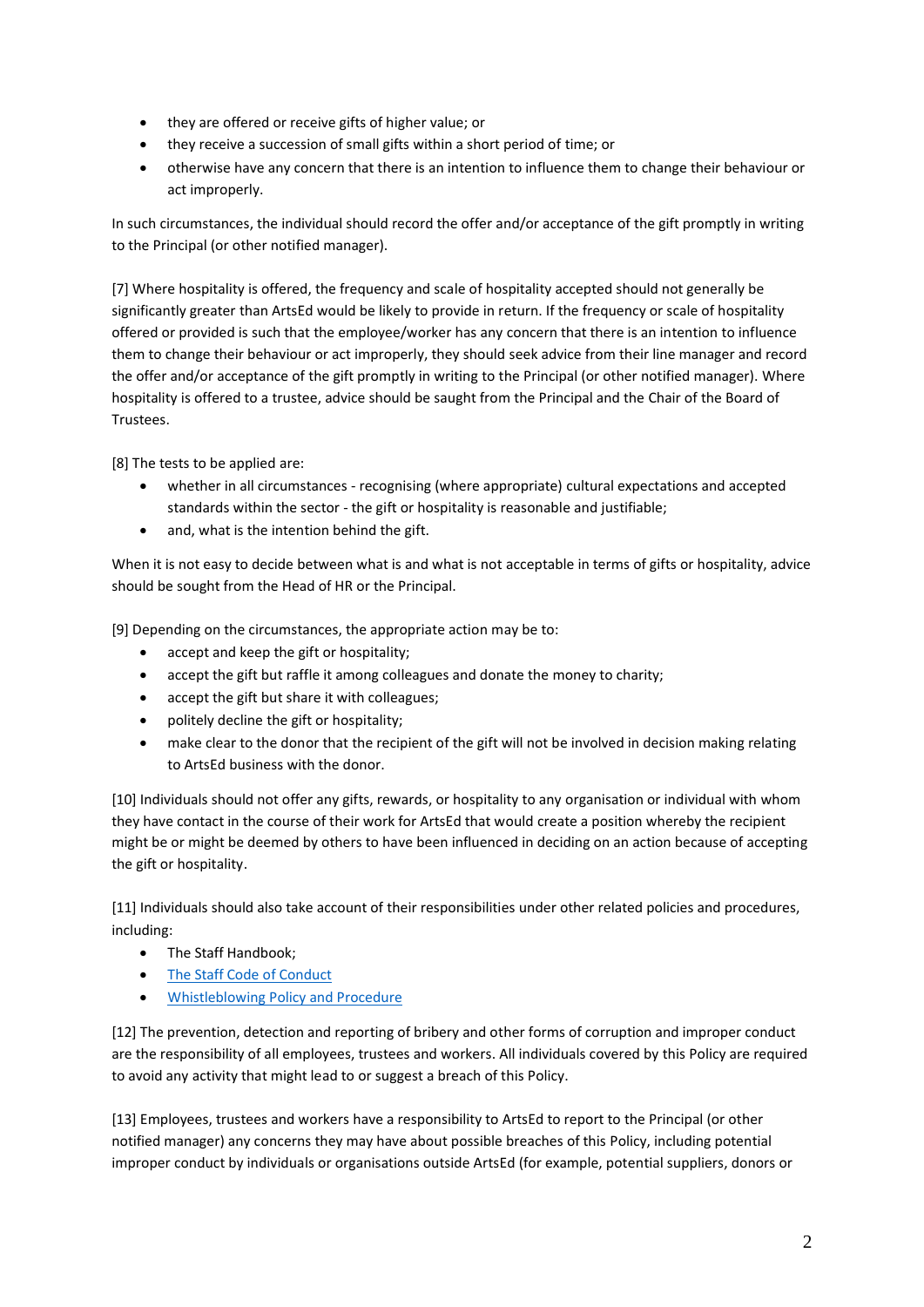- they are offered or receive gifts of higher value; or
- they receive a succession of small gifts within a short period of time; or
- otherwise have any concern that there is an intention to influence them to change their behaviour or act improperly.

In such circumstances, the individual should record the offer and/or acceptance of the gift promptly in writing to the Principal (or other notified manager).

[7] Where hospitality is offered, the frequency and scale of hospitality accepted should not generally be significantly greater than ArtsEd would be likely to provide in return. If the frequency or scale of hospitality offered or provided is such that the employee/worker has any concern that there is an intention to influence them to change their behaviour or act improperly, they should seek advice from their line manager and record the offer and/or acceptance of the gift promptly in writing to the Principal (or other notified manager). Where hospitality is offered to a trustee, advice should be saught from the Principal and the Chair of the Board of Trustees.

[8] The tests to be applied are:

- whether in all circumstances - recognising (where appropriate) cultural expectations and accepted standards within the sector - the gift or hospitality is reasonable and justifiable;
- and, what is the intention behind the gift.

When it is not easy to decide between what is and what is not acceptable in terms of gifts or hospitality, advice should be sought from the Head of HR or the Principal.

[9] Depending on the circumstances, the appropriate action may be to:

- accept and keep the gift or hospitality;
- accept the gift but raffle it among colleagues and donate the money to charity;
- accept the gift but share it with colleagues;
- politely decline the gift or hospitality;
- make clear to the donor that the recipient of the gift will not be involved in decision making relating to ArtsEd business with the donor.

[10] Individuals should not offer any gifts, rewards, or hospitality to any organisation or individual with whom they have contact in the course of their work for ArtsEd that would create a position whereby the recipient might be or might be deemed by others to have been influenced in deciding on an action because of accepting the gift or hospitality.

[11] Individuals should also take account of their responsibilities under other related policies and procedures, including:

- The Staff Handbook;
- The Staff Code of Conduct
- Whistleblowing Policy and Procedure

[12] The prevention, detection and reporting of bribery and other forms of corruption and improper conduct are the responsibility of all employees, trustees and workers. All individuals covered by this Policy are required to avoid any activity that might lead to or suggest a breach of this Policy.

[13] Employees, trustees and workers have a responsibility to ArtsEd to report to the Principal (or other notified manager) any concerns they may have about possible breaches of this Policy, including potential improper conduct by individuals or organisations outside ArtsEd (for example, potential suppliers, donors or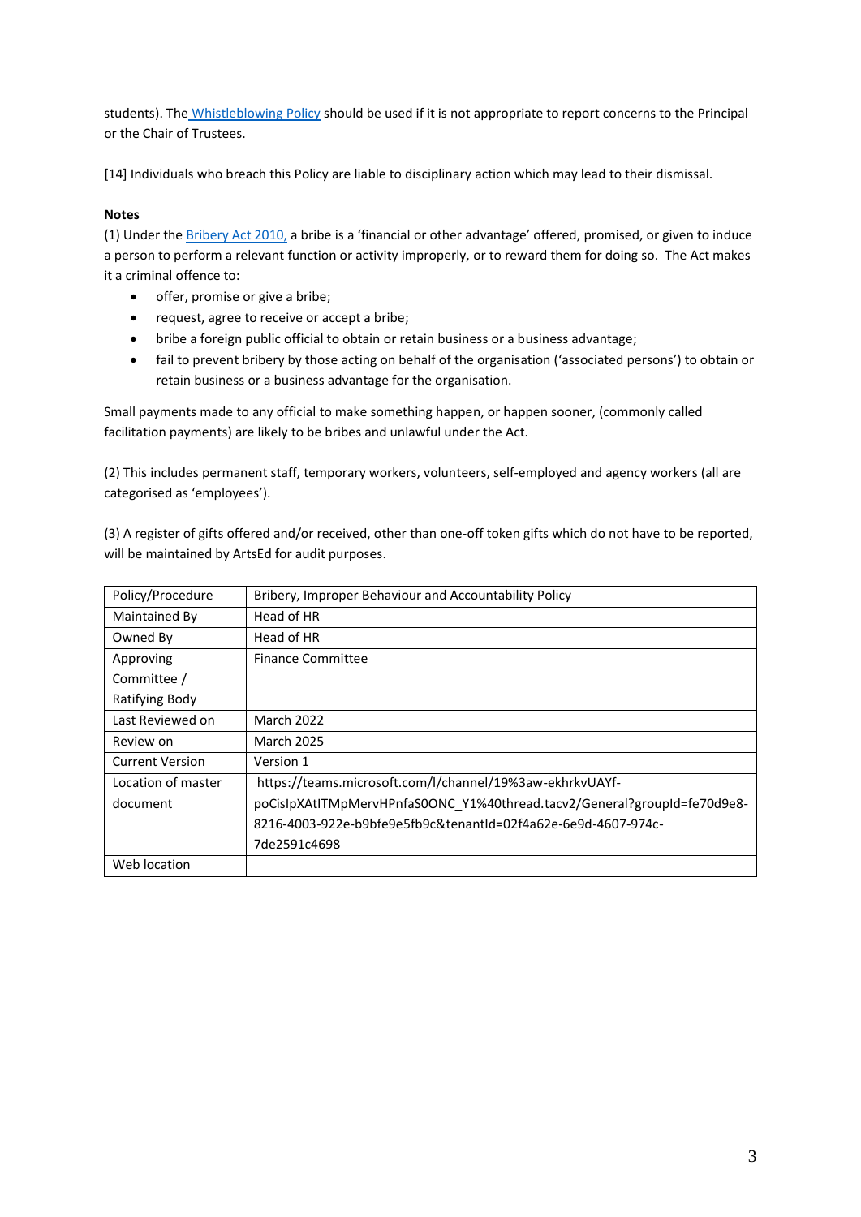students). The Whistleblowing Policy should be used if it is not appropriate to report concerns to the Principal or the Chair of Trustees.

[14] Individuals who breach this Policy are liable to disciplinary action which may lead to their dismissal.

**Notes**

(1) Under the Bribery Act 2010, a bribe is a 'financial or other advantage' offered, promised, or given to induce a person to perform a relevant function or activity improperly, or to reward them for doing so. The Act makes it a criminal offence to:

- offer, promise or give a bribe;
- request, agree to receive or accept a bribe;
- bribe a foreign public official to obtain or retain business or a business advantage;
- fail to prevent bribery by those acting on behalf of the organisation ('associated persons') to obtain or retain business or a business advantage for the organisation.

Small payments made to any official to make something happen, or happen sooner, (commonly called facilitation payments) are likely to be bribes and unlawful under the Act.

(2) This includes permanent staff, temporary workers, volunteers, self-employed and agency workers (all are categorised as 'employees').

(3) A register of gifts offered and/or received, other than one-off token gifts which do not have to be reported, will be maintained by ArtsEd for audit purposes.

| | |
|---|---|
| Policy/Procedure | Bribery, Improper Behaviour and Accountability Policy |
| Maintained By | Head of HR |
| Owned By | Head of HR |
| Approving Committee / Ratifying Body | Finance Committee |
| Last Reviewed on | March 2022 |
| Review on | March 2025 |
| Current Version | Version 1 |
| Location of master document | https://teams.microsoft.com/l/channel/19%3aw-ekhrkvUAYf-poCisIpXAtITMpMervHPnfaS0ONC_Y1%40thread.tacv2/General?groupId=fe70d9e8-8216-4003-922e-b9bfe9e5fb9c&tenantId=02f4a62e-6e9d-4607-974c-7de2591c4698 |
| Web location | |